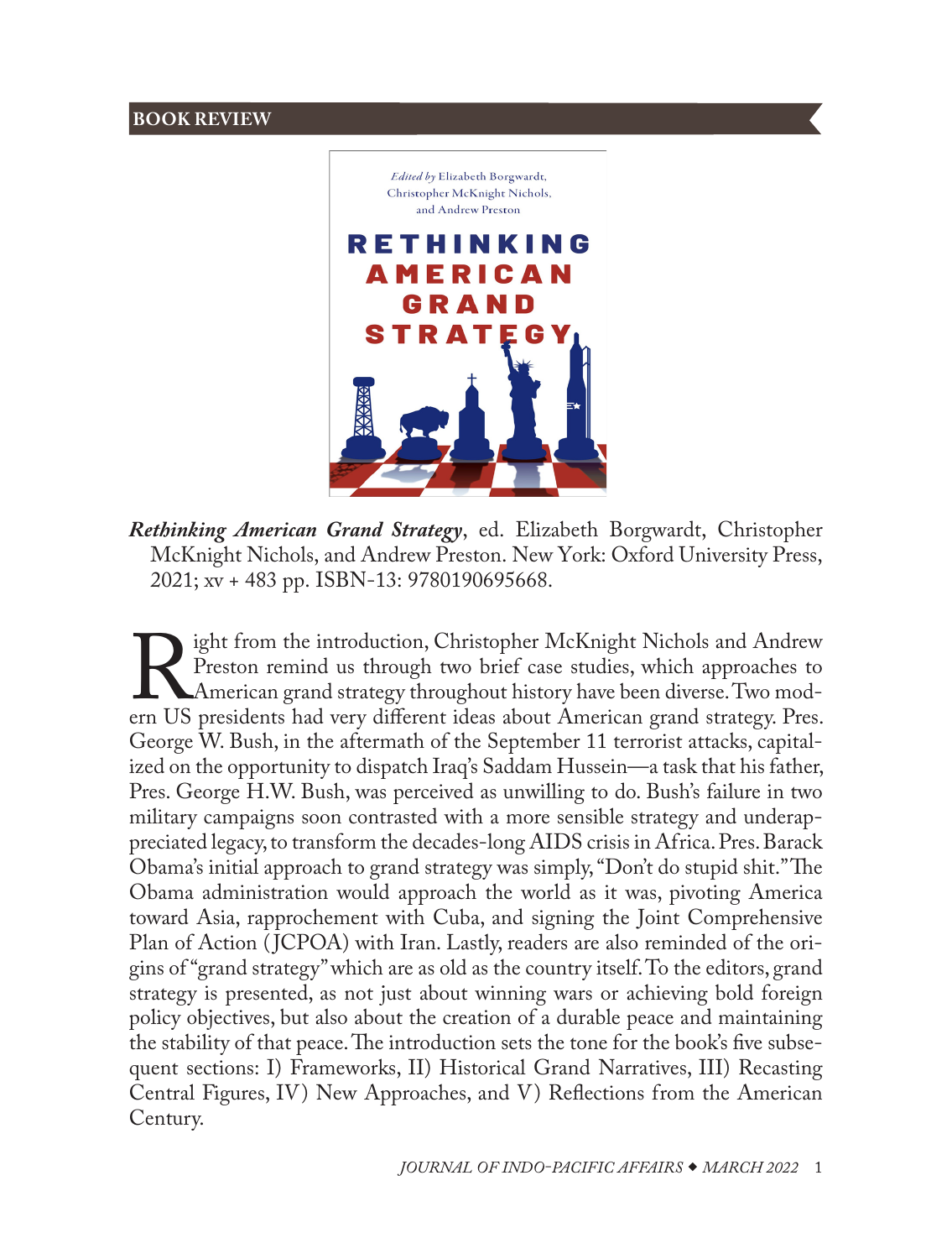## BOOK REVIEW

***Rethinking American Grand Strategy***, ed. Elizabeth Borgwardt, Christopher McKnight Nichols, and Andrew Preston. New York: Oxford University Press, 2021; xv + 483 pp. ISBN-13: 9780190695668.

Right from the introduction, Christopher McKnight Nichols and Andrew Preston remind us through two brief case studies, which approaches to American grand strategy throughout history have been diverse. Two modern US presidents had very different ideas about American grand strategy. Pres. George W. Bush, in the aftermath of the September 11 terrorist attacks, capitalized on the opportunity to dispatch Iraq's Saddam Hussein—a task that his father, Pres. George H.W. Bush, was perceived as unwilling to do. Bush's failure in two military campaigns soon contrasted with a more sensible strategy and underappreciated legacy, to transform the decades-long AIDS crisis in Africa. Pres. Barack Obama's initial approach to grand strategy was simply, "Don't do stupid shit." The Obama administration would approach the world as it was, pivoting America toward Asia, rapprochement with Cuba, and signing the Joint Comprehensive Plan of Action (JCPOA) with Iran. Lastly, readers are also reminded of the origins of "grand strategy" which are as old as the country itself. To the editors, grand strategy is presented, as not just about winning wars or achieving bold foreign policy objectives, but also about the creation of a durable peace and maintaining the stability of that peace. The introduction sets the tone for the book's five subsequent sections: I) Frameworks, II) Historical Grand Narratives, III) Recasting Central Figures, IV) New Approaches, and V) Reflections from the American Century.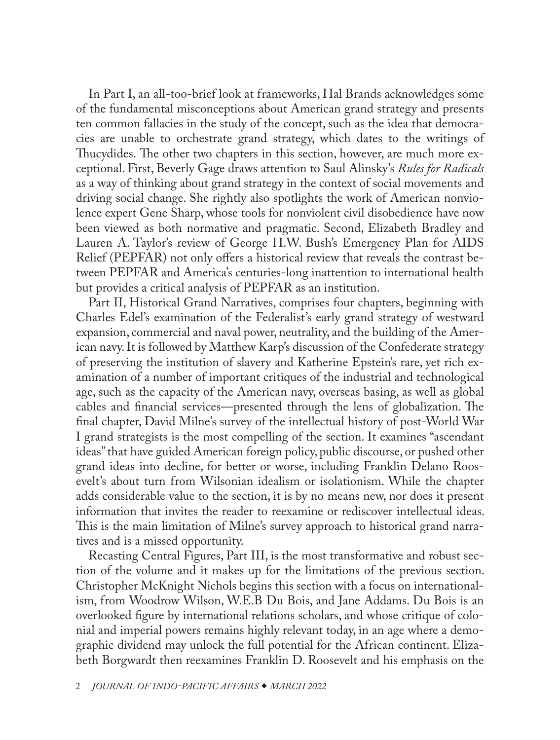In Part I, an all-too-brief look at frameworks, Hal Brands acknowledges some of the fundamental misconceptions about American grand strategy and presents ten common fallacies in the study of the concept, such as the idea that democracies are unable to orchestrate grand strategy, which dates to the writings of Thucydides. The other two chapters in this section, however, are much more exceptional. First, Beverly Gage draws attention to Saul Alinsky's *Rules for Radicals* as a way of thinking about grand strategy in the context of social movements and driving social change. She rightly also spotlights the work of American nonviolence expert Gene Sharp, whose tools for nonviolent civil disobedience have now been viewed as both normative and pragmatic. Second, Elizabeth Bradley and Lauren A. Taylor's review of George H.W. Bush's Emergency Plan for AIDS Relief (PEPFAR) not only offers a historical review that reveals the contrast between PEPFAR and America's centuries-long inattention to international health but provides a critical analysis of PEPFAR as an institution.

Part II, Historical Grand Narratives, comprises four chapters, beginning with Charles Edel's examination of the Federalist's early grand strategy of westward expansion, commercial and naval power, neutrality, and the building of the American navy. It is followed by Matthew Karp's discussion of the Confederate strategy of preserving the institution of slavery and Katherine Epstein's rare, yet rich examination of a number of important critiques of the industrial and technological age, such as the capacity of the American navy, overseas basing, as well as global cables and financial services—presented through the lens of globalization. The final chapter, David Milne's survey of the intellectual history of post-World War I grand strategists is the most compelling of the section. It examines "ascendant ideas" that have guided American foreign policy, public discourse, or pushed other grand ideas into decline, for better or worse, including Franklin Delano Roosevelt's about turn from Wilsonian idealism or isolationism. While the chapter adds considerable value to the section, it is by no means new, nor does it present information that invites the reader to reexamine or rediscover intellectual ideas. This is the main limitation of Milne's survey approach to historical grand narratives and is a missed opportunity.

Recasting Central Figures, Part III, is the most transformative and robust section of the volume and it makes up for the limitations of the previous section. Christopher McKnight Nichols begins this section with a focus on internationalism, from Woodrow Wilson, W.E.B Du Bois, and Jane Addams. Du Bois is an overlooked figure by international relations scholars, and whose critique of colonial and imperial powers remains highly relevant today, in an age where a demographic dividend may unlock the full potential for the African continent. Elizabeth Borgwardt then reexamines Franklin D. Roosevelt and his emphasis on the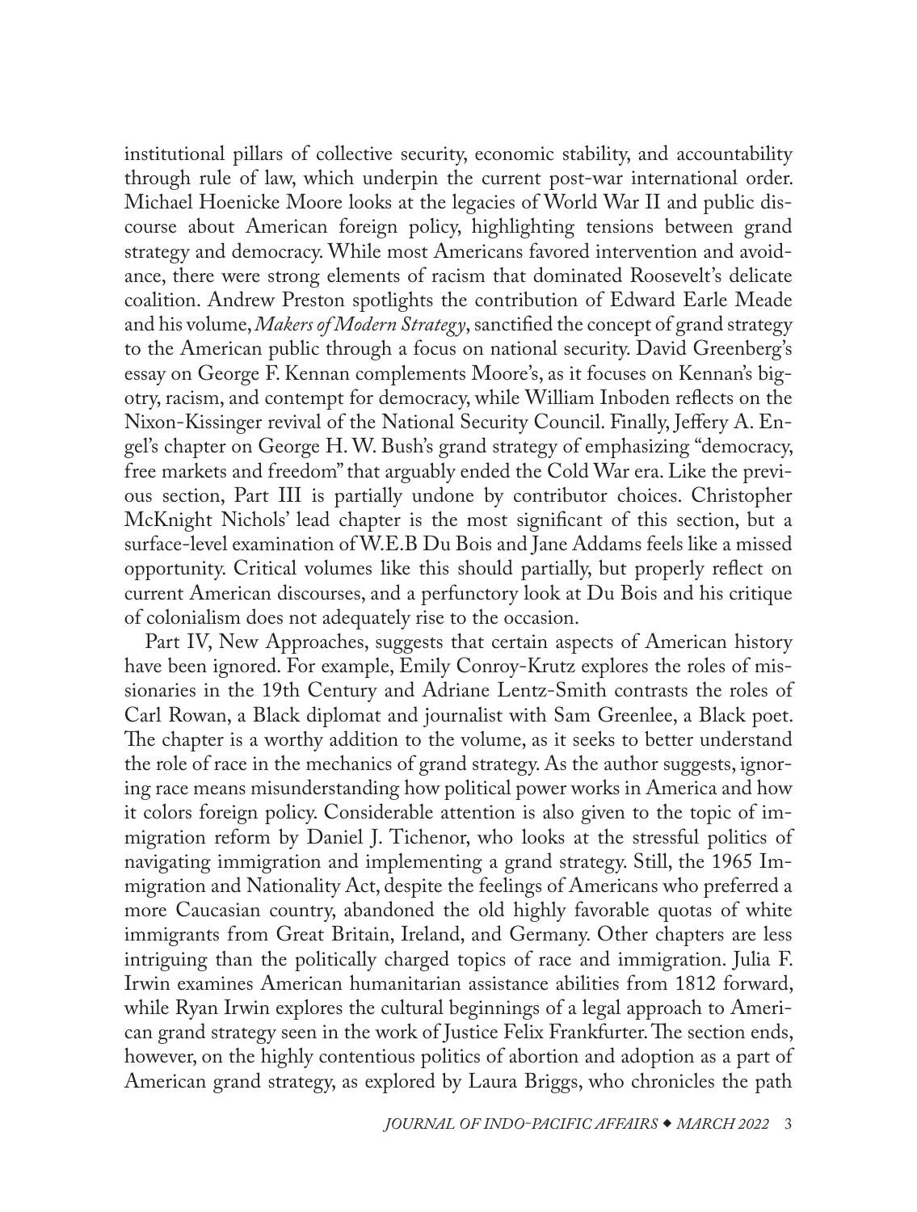institutional pillars of collective security, economic stability, and accountability through rule of law, which underpin the current post-war international order. Michael Hoenicke Moore looks at the legacies of World War II and public discourse about American foreign policy, highlighting tensions between grand strategy and democracy. While most Americans favored intervention and avoidance, there were strong elements of racism that dominated Roosevelt's delicate coalition. Andrew Preston spotlights the contribution of Edward Earle Meade and his volume, *Makers of Modern Strategy*, sanctified the concept of grand strategy to the American public through a focus on national security. David Greenberg's essay on George F. Kennan complements Moore's, as it focuses on Kennan's bigotry, racism, and contempt for democracy, while William Inboden reflects on the Nixon-Kissinger revival of the National Security Council. Finally, Jeffery A. Engel's chapter on George H. W. Bush's grand strategy of emphasizing "democracy, free markets and freedom" that arguably ended the Cold War era. Like the previous section, Part III is partially undone by contributor choices. Christopher McKnight Nichols' lead chapter is the most significant of this section, but a surface-level examination of W.E.B Du Bois and Jane Addams feels like a missed opportunity. Critical volumes like this should partially, but properly reflect on current American discourses, and a perfunctory look at Du Bois and his critique of colonialism does not adequately rise to the occasion.

Part IV, New Approaches, suggests that certain aspects of American history have been ignored. For example, Emily Conroy-Krutz explores the roles of missionaries in the 19th Century and Adriane Lentz-Smith contrasts the roles of Carl Rowan, a Black diplomat and journalist with Sam Greenlee, a Black poet. The chapter is a worthy addition to the volume, as it seeks to better understand the role of race in the mechanics of grand strategy. As the author suggests, ignoring race means misunderstanding how political power works in America and how it colors foreign policy. Considerable attention is also given to the topic of immigration reform by Daniel J. Tichenor, who looks at the stressful politics of navigating immigration and implementing a grand strategy. Still, the 1965 Immigration and Nationality Act, despite the feelings of Americans who preferred a more Caucasian country, abandoned the old highly favorable quotas of white immigrants from Great Britain, Ireland, and Germany. Other chapters are less intriguing than the politically charged topics of race and immigration. Julia F. Irwin examines American humanitarian assistance abilities from 1812 forward, while Ryan Irwin explores the cultural beginnings of a legal approach to American grand strategy seen in the work of Justice Felix Frankfurter. The section ends, however, on the highly contentious politics of abortion and adoption as a part of American grand strategy, as explored by Laura Briggs, who chronicles the path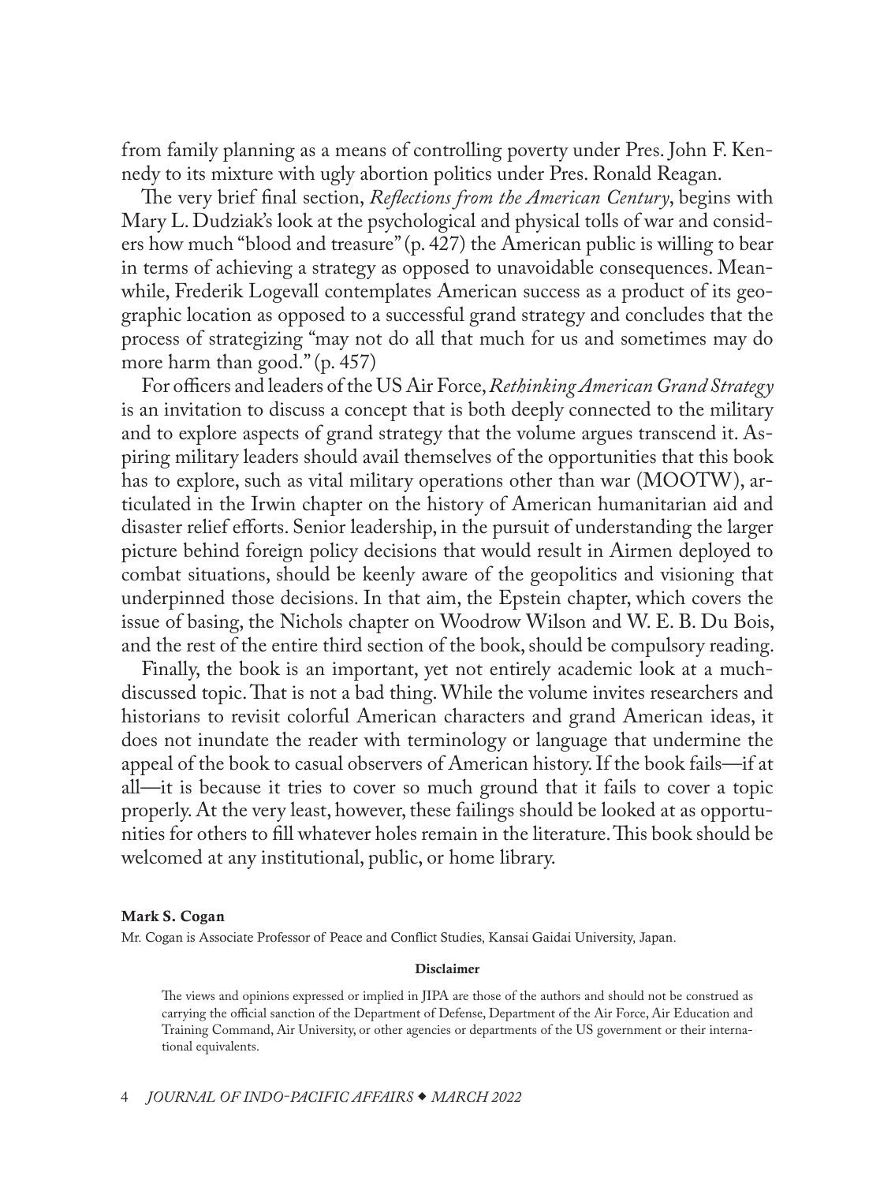from family planning as a means of controlling poverty under Pres. John F. Kennedy to its mixture with ugly abortion politics under Pres. Ronald Reagan.

The very brief final section, *Reflections from the American Century*, begins with Mary L. Dudziak's look at the psychological and physical tolls of war and considers how much "blood and treasure" (p. 427) the American public is willing to bear in terms of achieving a strategy as opposed to unavoidable consequences. Meanwhile, Frederik Logevall contemplates American success as a product of its geographic location as opposed to a successful grand strategy and concludes that the process of strategizing "may not do all that much for us and sometimes may do more harm than good." (p. 457)

For officers and leaders of the US Air Force, *Rethinking American Grand Strategy* is an invitation to discuss a concept that is both deeply connected to the military and to explore aspects of grand strategy that the volume argues transcend it. Aspiring military leaders should avail themselves of the opportunities that this book has to explore, such as vital military operations other than war (MOOTW), articulated in the Irwin chapter on the history of American humanitarian aid and disaster relief efforts. Senior leadership, in the pursuit of understanding the larger picture behind foreign policy decisions that would result in Airmen deployed to combat situations, should be keenly aware of the geopolitics and visioning that underpinned those decisions. In that aim, the Epstein chapter, which covers the issue of basing, the Nichols chapter on Woodrow Wilson and W. E. B. Du Bois, and the rest of the entire third section of the book, should be compulsory reading.

Finally, the book is an important, yet not entirely academic look at a much-discussed topic. That is not a bad thing. While the volume invites researchers and historians to revisit colorful American characters and grand American ideas, it does not inundate the reader with terminology or language that undermine the appeal of the book to casual observers of American history. If the book fails—if at all—it is because it tries to cover so much ground that it fails to cover a topic properly. At the very least, however, these failings should be looked at as opportunities for others to fill whatever holes remain in the literature. This book should be welcomed at any institutional, public, or home library.

**Mark S. Cogan**

Mr. Cogan is Associate Professor of Peace and Conflict Studies, Kansai Gaidai University, Japan.

**Disclaimer**

The views and opinions expressed or implied in JIPA are those of the authors and should not be construed as carrying the official sanction of the Department of Defense, Department of the Air Force, Air Education and Training Command, Air University, or other agencies or departments of the US government or their international equivalents.